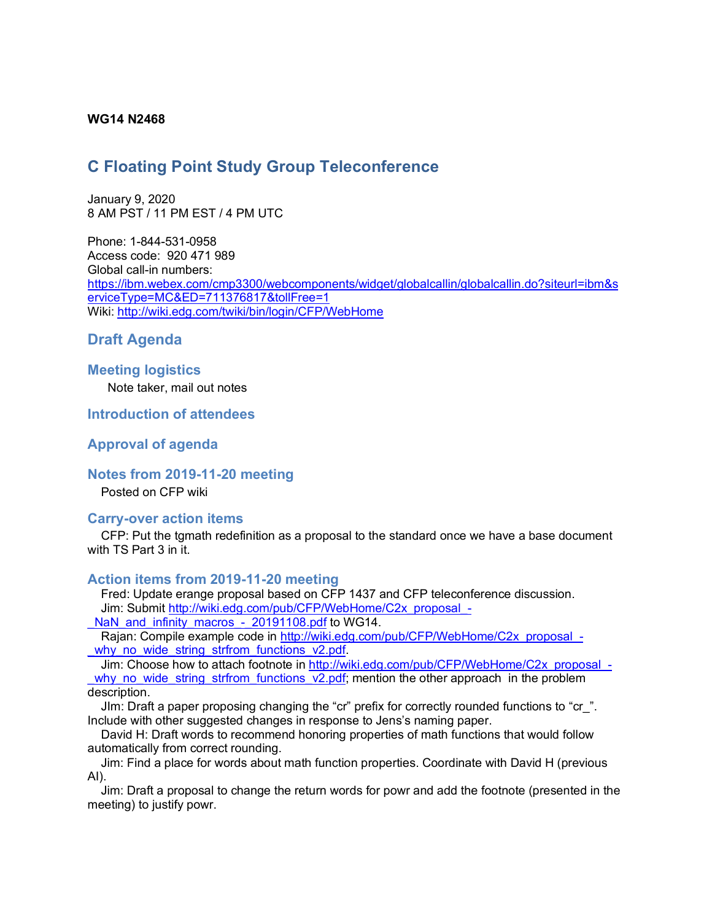**WG14 N2468**

# C Floating Point Study Group Teleconference

January 9, 2020
8 AM PST / 11 PM EST / 4 PM UTC

Phone: 1-844-531-0958
Access code: 920 471 989
Global call-in numbers:
https://ibm.webex.com/cmp3300/webcomponents/widget/globalcallin/globalcallin.do?siteurl=ibm&serviceType=MC&ED=711376817&tollFree=1
Wiki: http://wiki.edg.com/twiki/bin/login/CFP/WebHome

## Draft Agenda

### Meeting logistics

Note taker, mail out notes

### Introduction of attendees

### Approval of agenda

### Notes from 2019-11-20 meeting

Posted on CFP wiki

### Carry-over action items

CFP: Put the tgmath redefinition as a proposal to the standard once we have a base document with TS Part 3 in it.

### Action items from 2019-11-20 meeting

Fred: Update erange proposal based on CFP 1437 and CFP teleconference discussion.

Jim: Submit http://wiki.edg.com/pub/CFP/WebHome/C2x_proposal_-_NaN_and_infinity_macros_-_20191108.pdf to WG14.

Rajan: Compile example code in http://wiki.edg.com/pub/CFP/WebHome/C2x_proposal_-_why_no_wide_string_strfrom_functions_v2.pdf.

Jim: Choose how to attach footnote in http://wiki.edg.com/pub/CFP/WebHome/C2x_proposal_-_why_no_wide_string_strfrom_functions_v2.pdf; mention the other approach in the problem description.

JIm: Draft a paper proposing changing the “cr” prefix for correctly rounded functions to “cr_”. Include with other suggested changes in response to Jens’s naming paper.

David H: Draft words to recommend honoring properties of math functions that would follow automatically from correct rounding.

Jim: Find a place for words about math function properties. Coordinate with David H (previous AI).

Jim: Draft a proposal to change the return words for powr and add the footnote (presented in the meeting) to justify powr.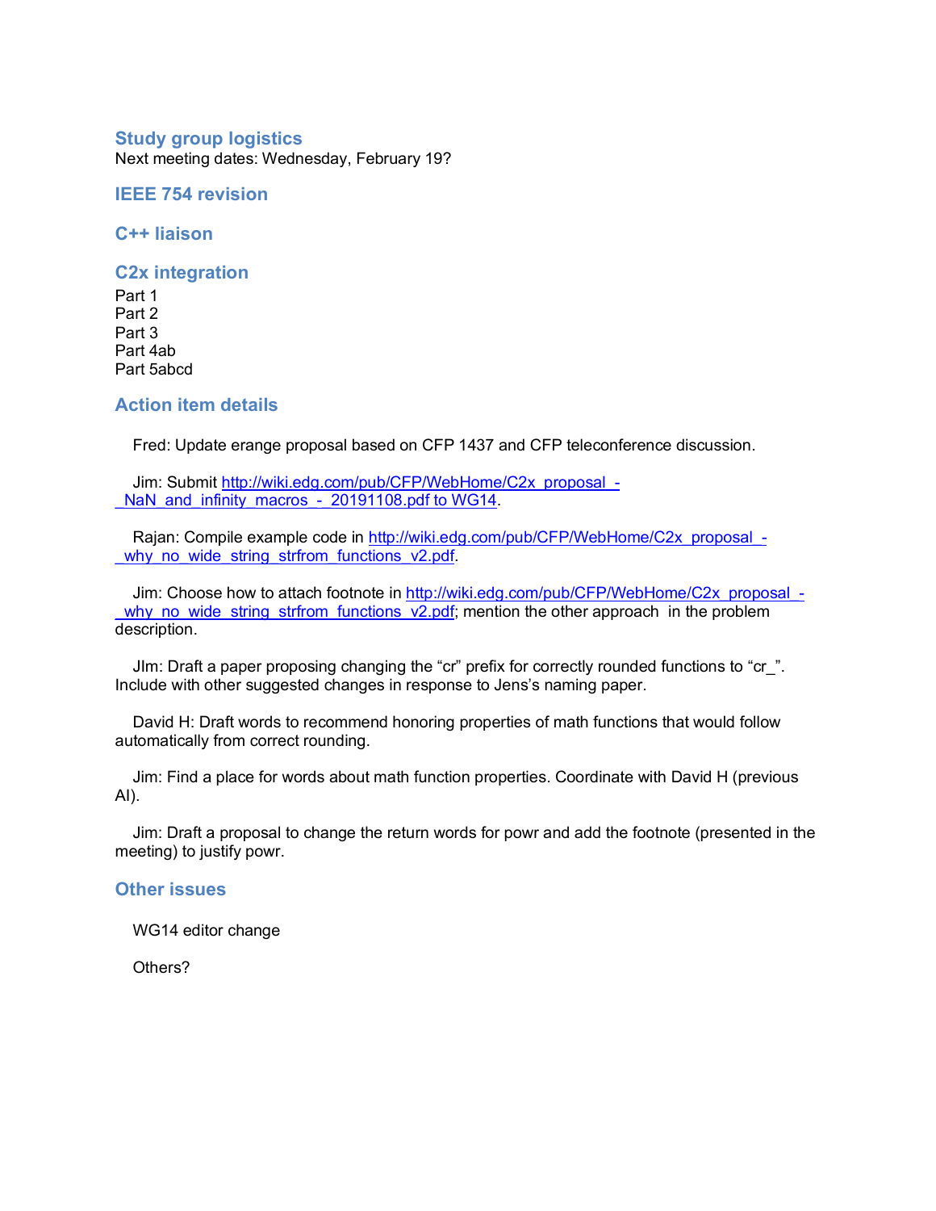## Study group logistics

Next meeting dates: Wednesday, February 19?

## IEEE 754 revision

## C++ liaison

## C2x integration

Part 1
Part 2
Part 3
Part 4ab
Part 5abcd

## Action item details

Fred: Update erange proposal based on CFP 1437 and CFP teleconference discussion.

Jim: Submit http://wiki.edg.com/pub/CFP/WebHome/C2x_proposal_-_NaN_and_infinity_macros_-_20191108.pdf to WG14.

Rajan: Compile example code in http://wiki.edg.com/pub/CFP/WebHome/C2x_proposal_-_why_no_wide_string_strfrom_functions_v2.pdf.

Jim: Choose how to attach footnote in http://wiki.edg.com/pub/CFP/WebHome/C2x_proposal_-_why_no_wide_string_strfrom_functions_v2.pdf; mention the other approach in the problem description.

JIm: Draft a paper proposing changing the "cr" prefix for correctly rounded functions to "cr_". Include with other suggested changes in response to Jens's naming paper.

David H: Draft words to recommend honoring properties of math functions that would follow automatically from correct rounding.

Jim: Find a place for words about math function properties. Coordinate with David H (previous AI).

Jim: Draft a proposal to change the return words for powr and add the footnote (presented in the meeting) to justify powr.

## Other issues

WG14 editor change

Others?